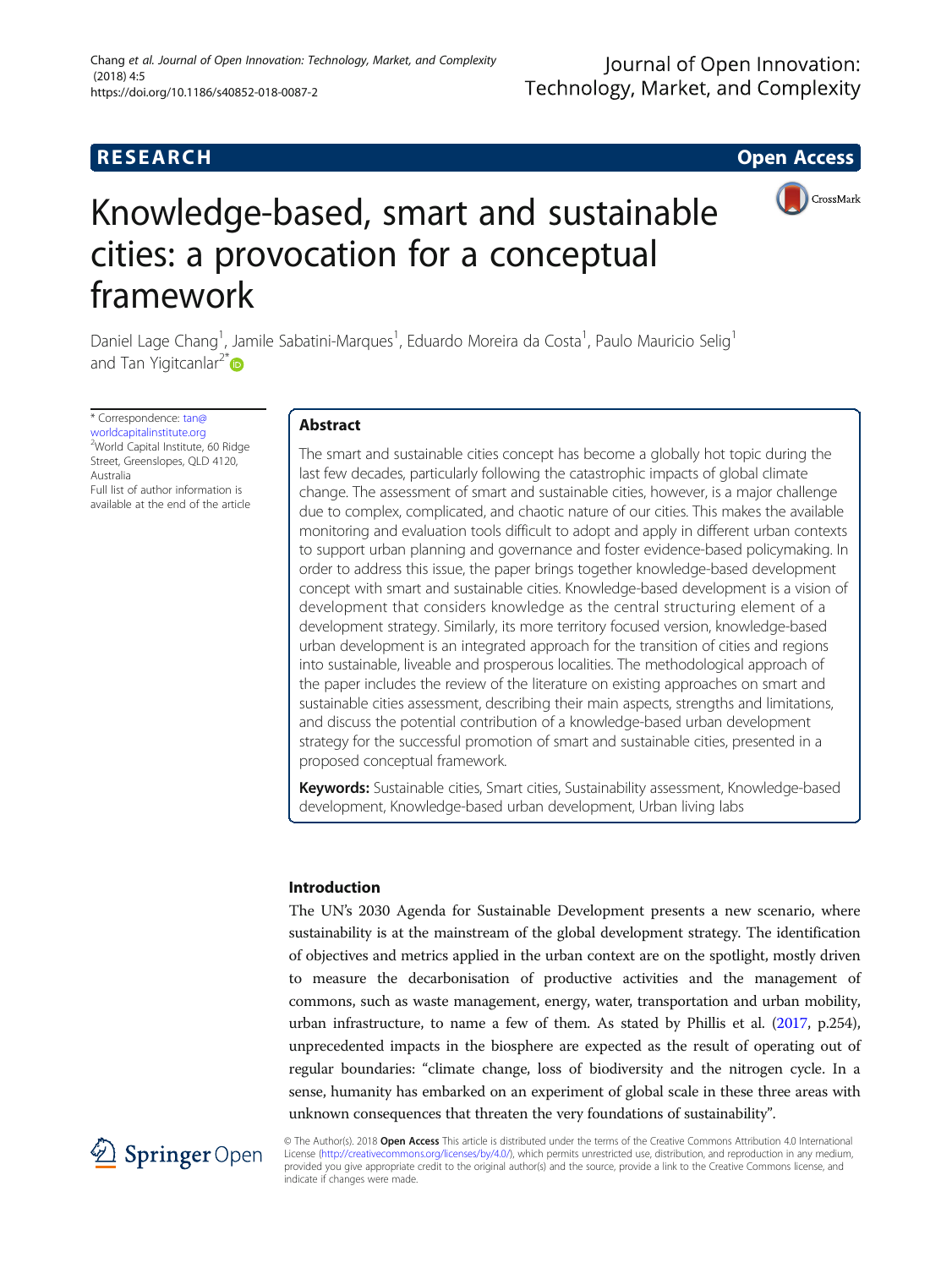RESEARCH

Open Access

# Knowledge-based, smart and sustainable cities: a provocation for a conceptual framework

Daniel Lage Chang[1], Jamile Sabatini-Marques[1], Eduardo Moreira da Costa[1], Paulo Mauricio Selig[1] and Tan Yigitcanlar[2*]

* Correspondence: tan@worldcapitalinstitute.org
[2]World Capital Institute, 60 Ridge Street, Greenslopes, QLD 4120, Australia
Full list of author information is available at the end of the article

## Abstract

The smart and sustainable cities concept has become a globally hot topic during the last few decades, particularly following the catastrophic impacts of global climate change. The assessment of smart and sustainable cities, however, is a major challenge due to complex, complicated, and chaotic nature of our cities. This makes the available monitoring and evaluation tools difficult to adopt and apply in different urban contexts to support urban planning and governance and foster evidence-based policymaking. In order to address this issue, the paper brings together knowledge-based development concept with smart and sustainable cities. Knowledge-based development is a vision of development that considers knowledge as the central structuring element of a development strategy. Similarly, its more territory focused version, knowledge-based urban development is an integrated approach for the transition of cities and regions into sustainable, liveable and prosperous localities. The methodological approach of the paper includes the review of the literature on existing approaches on smart and sustainable cities assessment, describing their main aspects, strengths and limitations, and discuss the potential contribution of a knowledge-based urban development strategy for the successful promotion of smart and sustainable cities, presented in a proposed conceptual framework.

**Keywords:** Sustainable cities, Smart cities, Sustainability assessment, Knowledge-based development, Knowledge-based urban development, Urban living labs

## Introduction

The UN's 2030 Agenda for Sustainable Development presents a new scenario, where sustainability is at the mainstream of the global development strategy. The identification of objectives and metrics applied in the urban context are on the spotlight, mostly driven to measure the decarbonisation of productive activities and the management of commons, such as waste management, energy, water, transportation and urban mobility, urban infrastructure, to name a few of them. As stated by Phillis et al. (2017, p.254), unprecedented impacts in the biosphere are expected as the result of operating out of regular boundaries: "climate change, loss of biodiversity and the nitrogen cycle. In a sense, humanity has embarked on an experiment of global scale in these three areas with unknown consequences that threaten the very foundations of sustainability".

© The Author(s). 2018 **Open Access** This article is distributed under the terms of the Creative Commons Attribution 4.0 International License (http://creativecommons.org/licenses/by/4.0/), which permits unrestricted use, distribution, and reproduction in any medium, provided you give appropriate credit to the original author(s) and the source, provide a link to the Creative Commons license, and indicate if changes were made.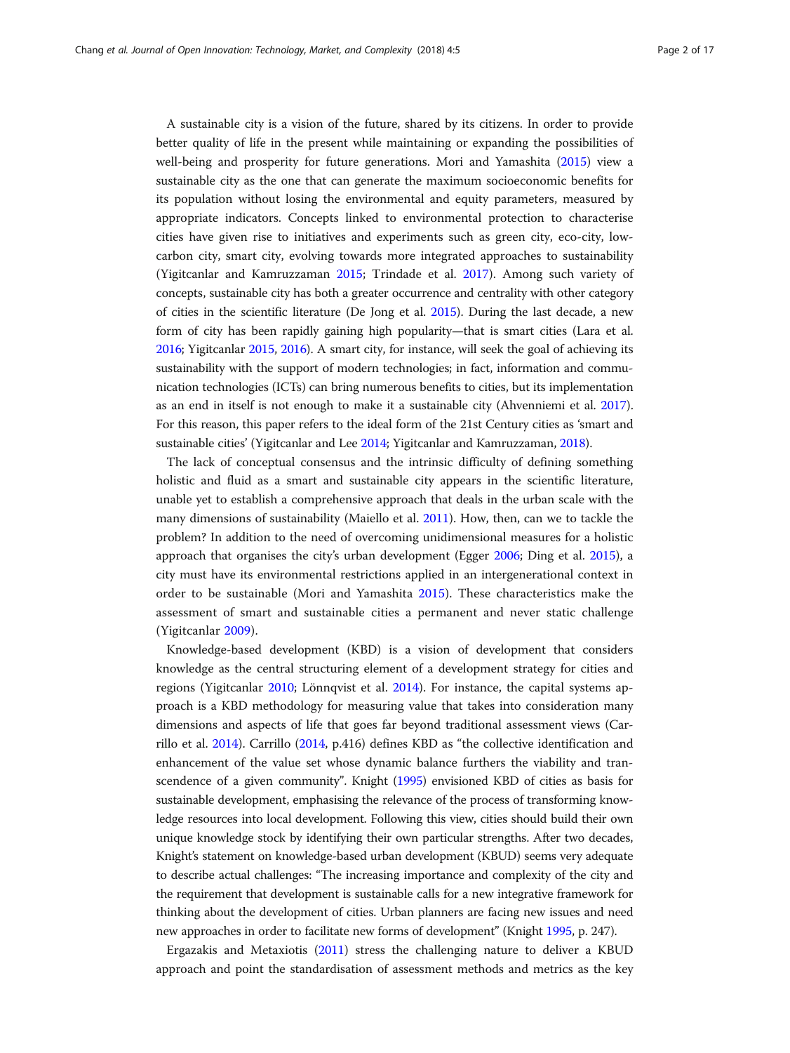A sustainable city is a vision of the future, shared by its citizens. In order to provide better quality of life in the present while maintaining or expanding the possibilities of well-being and prosperity for future generations. Mori and Yamashita (2015) view a sustainable city as the one that can generate the maximum socioeconomic benefits for its population without losing the environmental and equity parameters, measured by appropriate indicators. Concepts linked to environmental protection to characterise cities have given rise to initiatives and experiments such as green city, eco-city, low-carbon city, smart city, evolving towards more integrated approaches to sustainability (Yigitcanlar and Kamruzzaman 2015; Trindade et al. 2017). Among such variety of concepts, sustainable city has both a greater occurrence and centrality with other category of cities in the scientific literature (De Jong et al. 2015). During the last decade, a new form of city has been rapidly gaining high popularity—that is smart cities (Lara et al. 2016; Yigitcanlar 2015, 2016). A smart city, for instance, will seek the goal of achieving its sustainability with the support of modern technologies; in fact, information and communication technologies (ICTs) can bring numerous benefits to cities, but its implementation as an end in itself is not enough to make it a sustainable city (Ahvenniemi et al. 2017). For this reason, this paper refers to the ideal form of the 21st Century cities as 'smart and sustainable cities' (Yigitcanlar and Lee 2014; Yigitcanlar and Kamruzzaman, 2018).

The lack of conceptual consensus and the intrinsic difficulty of defining something holistic and fluid as a smart and sustainable city appears in the scientific literature, unable yet to establish a comprehensive approach that deals in the urban scale with the many dimensions of sustainability (Maiello et al. 2011). How, then, can we to tackle the problem? In addition to the need of overcoming unidimensional measures for a holistic approach that organises the city's urban development (Egger 2006; Ding et al. 2015), a city must have its environmental restrictions applied in an intergenerational context in order to be sustainable (Mori and Yamashita 2015). These characteristics make the assessment of smart and sustainable cities a permanent and never static challenge (Yigitcanlar 2009).

Knowledge-based development (KBD) is a vision of development that considers knowledge as the central structuring element of a development strategy for cities and regions (Yigitcanlar 2010; Lönnqvist et al. 2014). For instance, the capital systems approach is a KBD methodology for measuring value that takes into consideration many dimensions and aspects of life that goes far beyond traditional assessment views (Carrillo et al. 2014). Carrillo (2014, p.416) defines KBD as "the collective identification and enhancement of the value set whose dynamic balance furthers the viability and transcendence of a given community". Knight (1995) envisioned KBD of cities as basis for sustainable development, emphasising the relevance of the process of transforming knowledge resources into local development. Following this view, cities should build their own unique knowledge stock by identifying their own particular strengths. After two decades, Knight's statement on knowledge-based urban development (KBUD) seems very adequate to describe actual challenges: "The increasing importance and complexity of the city and the requirement that development is sustainable calls for a new integrative framework for thinking about the development of cities. Urban planners are facing new issues and need new approaches in order to facilitate new forms of development" (Knight 1995, p. 247).

Ergazakis and Metaxiotis (2011) stress the challenging nature to deliver a KBUD approach and point the standardisation of assessment methods and metrics as the key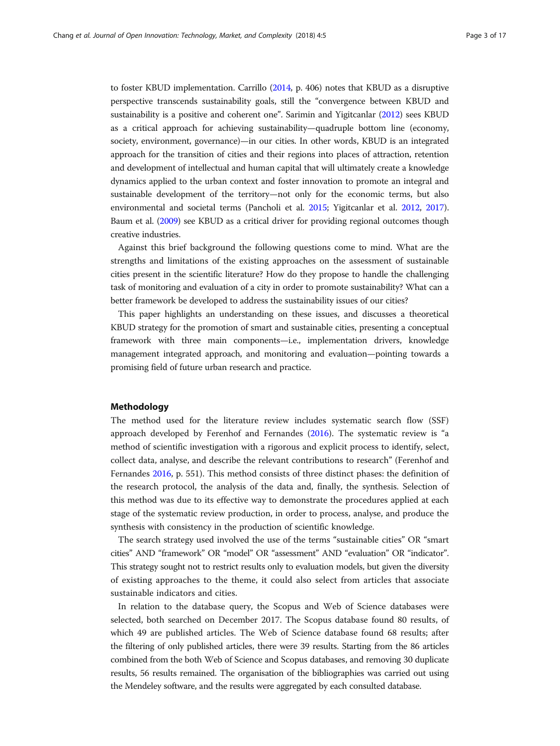to foster KBUD implementation. Carrillo (2014, p. 406) notes that KBUD as a disruptive perspective transcends sustainability goals, still the "convergence between KBUD and sustainability is a positive and coherent one". Sarimin and Yigitcanlar (2012) sees KBUD as a critical approach for achieving sustainability—quadruple bottom line (economy, society, environment, governance)—in our cities. In other words, KBUD is an integrated approach for the transition of cities and their regions into places of attraction, retention and development of intellectual and human capital that will ultimately create a knowledge dynamics applied to the urban context and foster innovation to promote an integral and sustainable development of the territory—not only for the economic terms, but also environmental and societal terms (Pancholi et al. 2015; Yigitcanlar et al. 2012, 2017). Baum et al. (2009) see KBUD as a critical driver for providing regional outcomes though creative industries.

Against this brief background the following questions come to mind. What are the strengths and limitations of the existing approaches on the assessment of sustainable cities present in the scientific literature? How do they propose to handle the challenging task of monitoring and evaluation of a city in order to promote sustainability? What can a better framework be developed to address the sustainability issues of our cities?

This paper highlights an understanding on these issues, and discusses a theoretical KBUD strategy for the promotion of smart and sustainable cities, presenting a conceptual framework with three main components—i.e., implementation drivers, knowledge management integrated approach, and monitoring and evaluation—pointing towards a promising field of future urban research and practice.

## Methodology

The method used for the literature review includes systematic search flow (SSF) approach developed by Ferenhof and Fernandes (2016). The systematic review is "a method of scientific investigation with a rigorous and explicit process to identify, select, collect data, analyse, and describe the relevant contributions to research" (Ferenhof and Fernandes 2016, p. 551). This method consists of three distinct phases: the definition of the research protocol, the analysis of the data and, finally, the synthesis. Selection of this method was due to its effective way to demonstrate the procedures applied at each stage of the systematic review production, in order to process, analyse, and produce the synthesis with consistency in the production of scientific knowledge.

The search strategy used involved the use of the terms "sustainable cities" OR "smart cities" AND "framework" OR "model" OR "assessment" AND "evaluation" OR "indicator". This strategy sought not to restrict results only to evaluation models, but given the diversity of existing approaches to the theme, it could also select from articles that associate sustainable indicators and cities.

In relation to the database query, the Scopus and Web of Science databases were selected, both searched on December 2017. The Scopus database found 80 results, of which 49 are published articles. The Web of Science database found 68 results; after the filtering of only published articles, there were 39 results. Starting from the 86 articles combined from the both Web of Science and Scopus databases, and removing 30 duplicate results, 56 results remained. The organisation of the bibliographies was carried out using the Mendeley software, and the results were aggregated by each consulted database.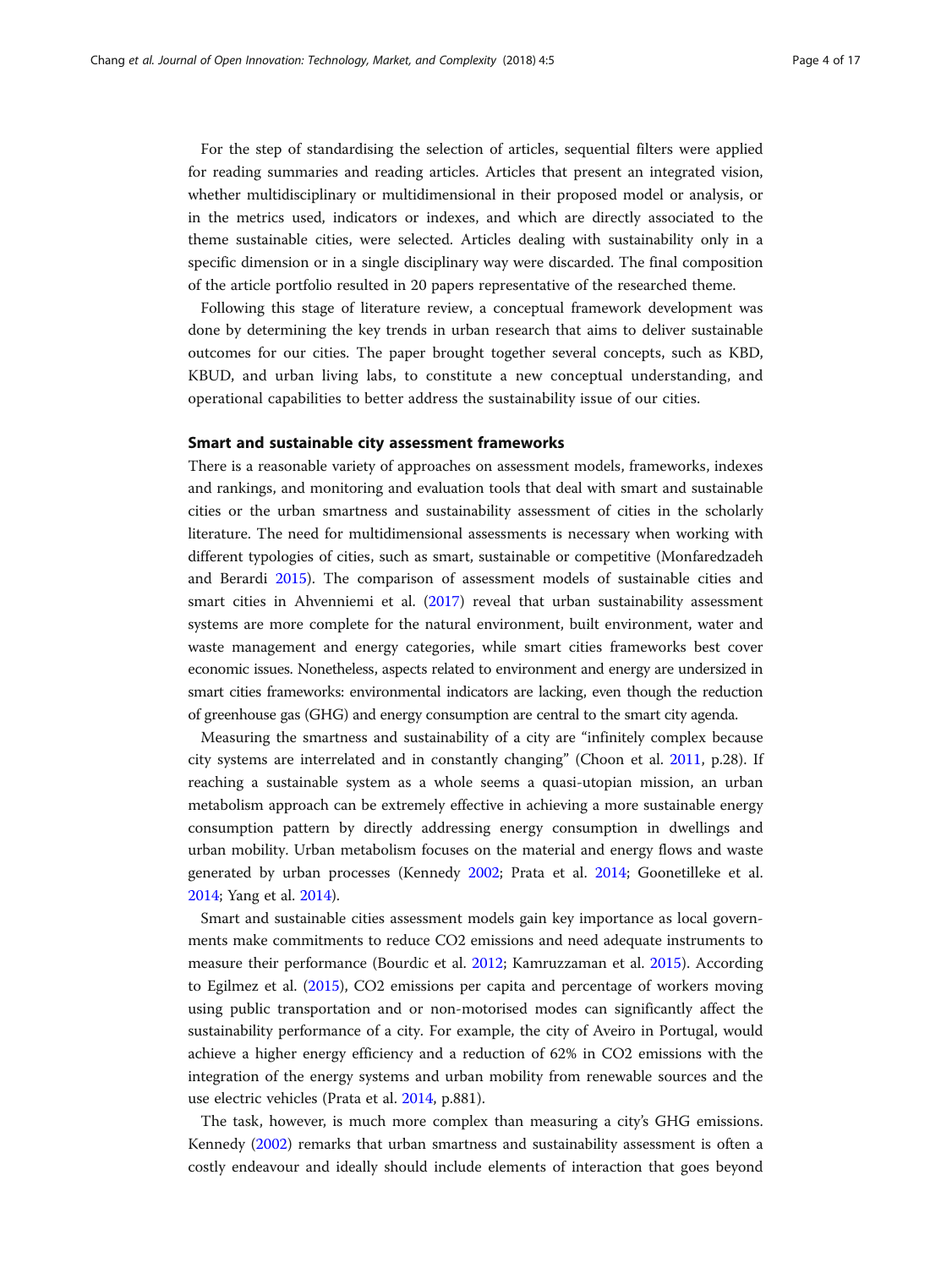For the step of standardising the selection of articles, sequential filters were applied for reading summaries and reading articles. Articles that present an integrated vision, whether multidisciplinary or multidimensional in their proposed model or analysis, or in the metrics used, indicators or indexes, and which are directly associated to the theme sustainable cities, were selected. Articles dealing with sustainability only in a specific dimension or in a single disciplinary way were discarded. The final composition of the article portfolio resulted in 20 papers representative of the researched theme.

Following this stage of literature review, a conceptual framework development was done by determining the key trends in urban research that aims to deliver sustainable outcomes for our cities. The paper brought together several concepts, such as KBD, KBUD, and urban living labs, to constitute a new conceptual understanding, and operational capabilities to better address the sustainability issue of our cities.

## Smart and sustainable city assessment frameworks

There is a reasonable variety of approaches on assessment models, frameworks, indexes and rankings, and monitoring and evaluation tools that deal with smart and sustainable cities or the urban smartness and sustainability assessment of cities in the scholarly literature. The need for multidimensional assessments is necessary when working with different typologies of cities, such as smart, sustainable or competitive (Monfaredzadeh and Berardi 2015). The comparison of assessment models of sustainable cities and smart cities in Ahvenniemi et al. (2017) reveal that urban sustainability assessment systems are more complete for the natural environment, built environment, water and waste management and energy categories, while smart cities frameworks best cover economic issues. Nonetheless, aspects related to environment and energy are undersized in smart cities frameworks: environmental indicators are lacking, even though the reduction of greenhouse gas (GHG) and energy consumption are central to the smart city agenda.

Measuring the smartness and sustainability of a city are "infinitely complex because city systems are interrelated and in constantly changing" (Choon et al. 2011, p.28). If reaching a sustainable system as a whole seems a quasi-utopian mission, an urban metabolism approach can be extremely effective in achieving a more sustainable energy consumption pattern by directly addressing energy consumption in dwellings and urban mobility. Urban metabolism focuses on the material and energy flows and waste generated by urban processes (Kennedy 2002; Prata et al. 2014; Goonetilleke et al. 2014; Yang et al. 2014).

Smart and sustainable cities assessment models gain key importance as local governments make commitments to reduce $CO_2$ emissions and need adequate instruments to measure their performance (Bourdic et al. 2012; Kamruzzaman et al. 2015). According to Egilmez et al. (2015), $CO_2$ emissions per capita and percentage of workers moving using public transportation and or non-motorised modes can significantly affect the sustainability performance of a city. For example, the city of Aveiro in Portugal, would achieve a higher energy efficiency and a reduction of 62% in $CO_2$ emissions with the integration of the energy systems and urban mobility from renewable sources and the use electric vehicles (Prata et al. 2014, p.881).

The task, however, is much more complex than measuring a city's GHG emissions. Kennedy (2002) remarks that urban smartness and sustainability assessment is often a costly endeavour and ideally should include elements of interaction that goes beyond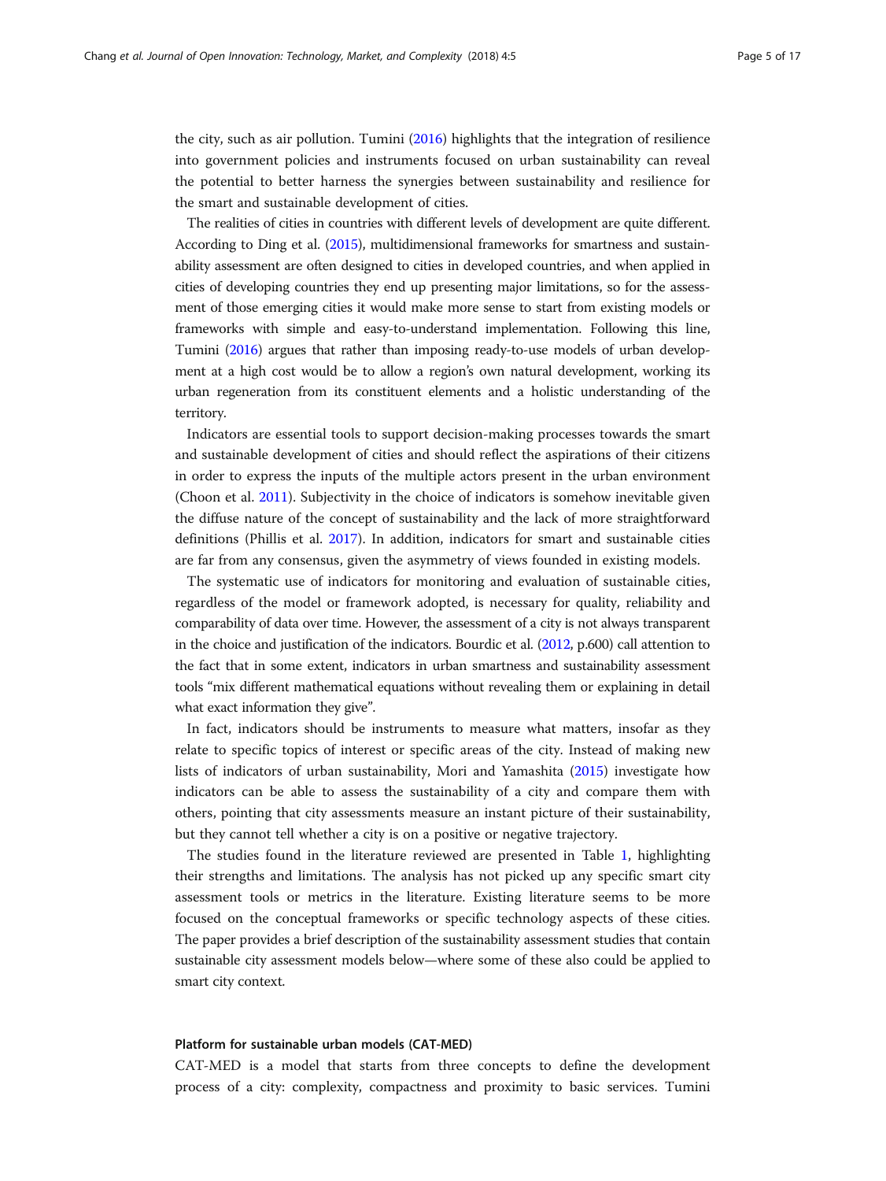the city, such as air pollution. Tumini (2016) highlights that the integration of resilience into government policies and instruments focused on urban sustainability can reveal the potential to better harness the synergies between sustainability and resilience for the smart and sustainable development of cities.

The realities of cities in countries with different levels of development are quite different. According to Ding et al. (2015), multidimensional frameworks for smartness and sustainability assessment are often designed to cities in developed countries, and when applied in cities of developing countries they end up presenting major limitations, so for the assessment of those emerging cities it would make more sense to start from existing models or frameworks with simple and easy-to-understand implementation. Following this line, Tumini (2016) argues that rather than imposing ready-to-use models of urban development at a high cost would be to allow a region's own natural development, working its urban regeneration from its constituent elements and a holistic understanding of the territory.

Indicators are essential tools to support decision-making processes towards the smart and sustainable development of cities and should reflect the aspirations of their citizens in order to express the inputs of the multiple actors present in the urban environment (Choon et al. 2011). Subjectivity in the choice of indicators is somehow inevitable given the diffuse nature of the concept of sustainability and the lack of more straightforward definitions (Phillis et al. 2017). In addition, indicators for smart and sustainable cities are far from any consensus, given the asymmetry of views founded in existing models.

The systematic use of indicators for monitoring and evaluation of sustainable cities, regardless of the model or framework adopted, is necessary for quality, reliability and comparability of data over time. However, the assessment of a city is not always transparent in the choice and justification of the indicators. Bourdic et al. (2012, p.600) call attention to the fact that in some extent, indicators in urban smartness and sustainability assessment tools "mix different mathematical equations without revealing them or explaining in detail what exact information they give".

In fact, indicators should be instruments to measure what matters, insofar as they relate to specific topics of interest or specific areas of the city. Instead of making new lists of indicators of urban sustainability, Mori and Yamashita (2015) investigate how indicators can be able to assess the sustainability of a city and compare them with others, pointing that city assessments measure an instant picture of their sustainability, but they cannot tell whether a city is on a positive or negative trajectory.

The studies found in the literature reviewed are presented in Table 1, highlighting their strengths and limitations. The analysis has not picked up any specific smart city assessment tools or metrics in the literature. Existing literature seems to be more focused on the conceptual frameworks or specific technology aspects of these cities. The paper provides a brief description of the sustainability assessment studies that contain sustainable city assessment models below—where some of these also could be applied to smart city context.

### Platform for sustainable urban models (CAT-MED)

CAT-MED is a model that starts from three concepts to define the development process of a city: complexity, compactness and proximity to basic services. Tumini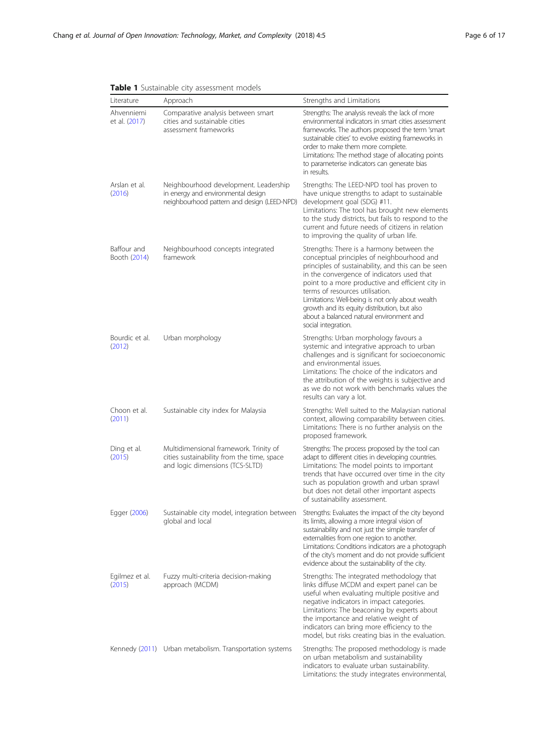**Table 1** Sustainable city assessment models

| Literature | Approach | Strengths and Limitations |
|---|---|---|
| Ahvenniemi et al. (2017) | Comparative analysis between smart cities and sustainable cities assessment frameworks | Strengths: The analysis reveals the lack of more environmental indicators in smart cities assessment frameworks. The authors proposed the term 'smart sustainable cities' to evolve existing frameworks in order to make them more complete. Limitations: The method stage of allocating points to parameterise indicators can generate bias in results. |
| Arslan et al. (2016) | Neighbourhood development. Leadership in energy and environmental design neighbourhood pattern and design (LEED-NPD) | Strengths: The LEED-NPD tool has proven to have unique strengths to adapt to sustainable development goal (SDG) #11. Limitations: The tool has brought new elements to the study districts, but fails to respond to the current and future needs of citizens in relation to improving the quality of urban life. |
| Baffour and Booth (2014) | Neighbourhood concepts integrated framework | Strengths: There is a harmony between the conceptual principles of neighbourhood and principles of sustainability, and this can be seen in the convergence of indicators used that point to a more productive and efficient city in terms of resources utilisation. Limitations: Well-being is not only about wealth growth and its equity distribution, but also about a balanced natural environment and social integration. |
| Bourdic et al. (2012) | Urban morphology | Strengths: Urban morphology favours a systemic and integrative approach to urban challenges and is significant for socioeconomic and environmental issues. Limitations: The choice of the indicators and the attribution of the weights is subjective and as we do not work with benchmarks values the results can vary a lot. |
| Choon et al. (2011) | Sustainable city index for Malaysia | Strengths: Well suited to the Malaysian national context, allowing comparability between cities. Limitations: There is no further analysis on the proposed framework. |
| Ding et al. (2015) | Multidimensional framework. Trinity of cities sustainability from the time, space and logic dimensions (TCS-SLTD) | Strengths: The process proposed by the tool can adapt to different cities in developing countries. Limitations: The model points to important trends that have occurred over time in the city such as population growth and urban sprawl but does not detail other important aspects of sustainability assessment. |
| Egger (2006) | Sustainable city model, integration between global and local | Strengths: Evaluates the impact of the city beyond its limits, allowing a more integral vision of sustainability and not just the simple transfer of externalities from one region to another. Limitations: Conditions indicators are a photograph of the city's moment and do not provide sufficient evidence about the sustainability of the city. |
| Egilmez et al. (2015) | Fuzzy multi-criteria decision-making approach (MCDM) | Strengths: The integrated methodology that links diffuse MCDM and expert panel can be useful when evaluating multiple positive and negative indicators in impact categories. Limitations: The beaconing by experts about the importance and relative weight of indicators can bring more efficiency to the model, but risks creating bias in the evaluation. |
| Kennedy (2011) | Urban metabolism. Transportation systems | Strengths: The proposed methodology is made on urban metabolism and sustainability indicators to evaluate urban sustainability. Limitations: the study integrates environmental, |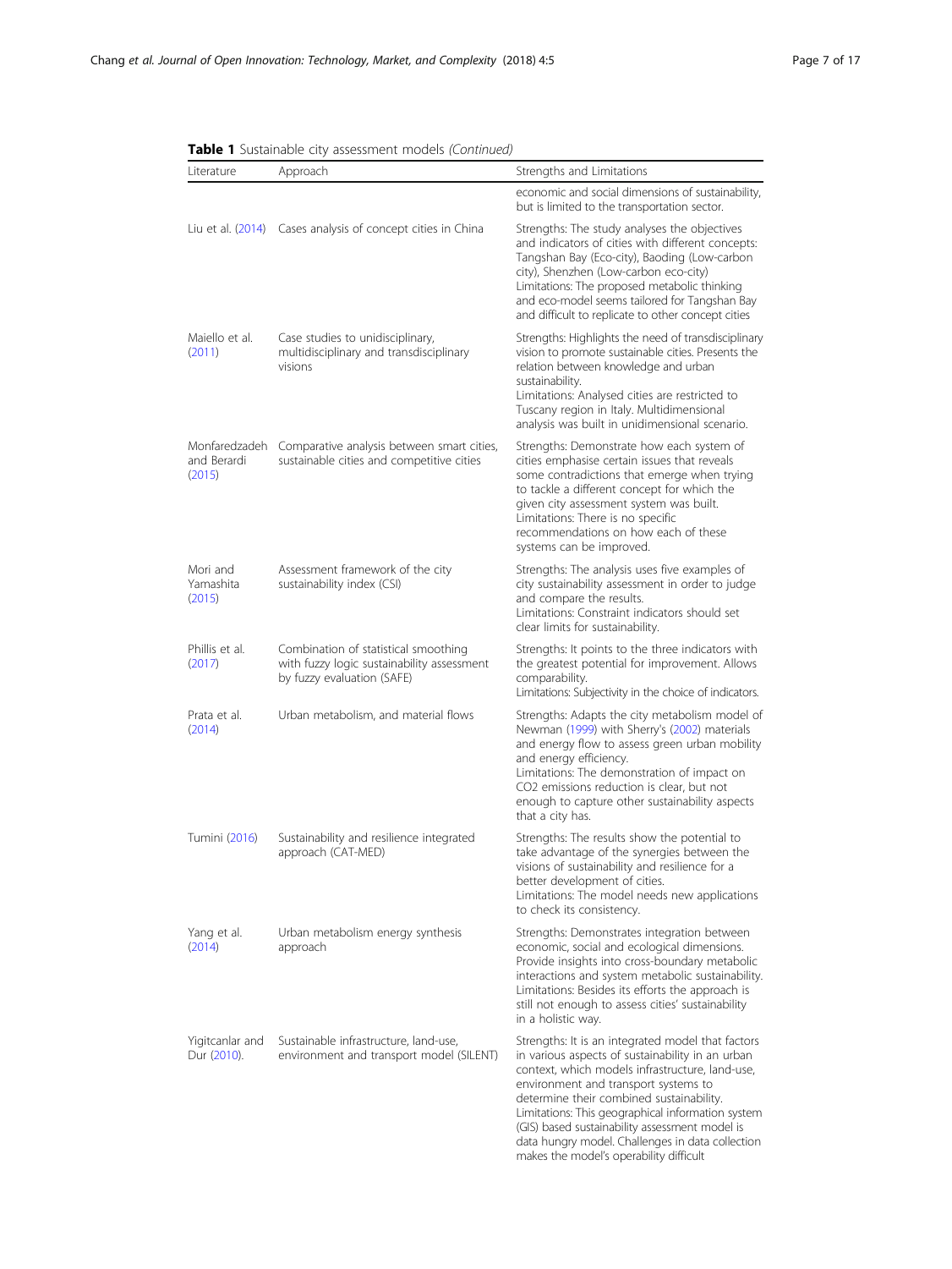**Table 1** Sustainable city assessment models *(Continued)*

| Literature | Approach | Strengths and Limitations |
|---|---|---|
| | | economic and social dimensions of sustainability, but is limited to the transportation sector. |
| Liu et al. (2014) | Cases analysis of concept cities in China | Strengths: The study analyses the objectives and indicators of cities with different concepts: Tangshan Bay (Eco-city), Baoding (Low-carbon city), Shenzhen (Low-carbon eco-city) Limitations: The proposed metabolic thinking and eco-model seems tailored for Tangshan Bay and difficult to replicate to other concept cities |
| Maiello et al. (2011) | Case studies to unidisciplinary, multidisciplinary and transdisciplinary visions | Strengths: Highlights the need of transdisciplinary vision to promote sustainable cities. Presents the relation between knowledge and urban sustainability. Limitations: Analysed cities are restricted to Tuscany region in Italy. Multidimensional analysis was built in unidimensional scenario. |
| Monfaredzadeh and Berardi (2015) | Comparative analysis between smart cities, sustainable cities and competitive cities | Strengths: Demonstrate how each system of cities emphasise certain issues that reveals some contradictions that emerge when trying to tackle a different concept for which the given city assessment system was built. Limitations: There is no specific recommendations on how each of these systems can be improved. |
| Mori and Yamashita (2015) | Assessment framework of the city sustainability index (CSI) | Strengths: The analysis uses five examples of city sustainability assessment in order to judge and compare the results. Limitations: Constraint indicators should set clear limits for sustainability. |
| Phillis et al. (2017) | Combination of statistical smoothing with fuzzy logic sustainability assessment by fuzzy evaluation (SAFE) | Strengths: It points to the three indicators with the greatest potential for improvement. Allows comparability. Limitations: Subjectivity in the choice of indicators. |
| Prata et al. (2014) | Urban metabolism, and material flows | Strengths: Adapts the city metabolism model of Newman (1999) with Sherry's (2002) materials and energy flow to assess green urban mobility and energy efficiency. Limitations: The demonstration of impact on CO2 emissions reduction is clear, but not enough to capture other sustainability aspects that a city has. |
| Tumini (2016) | Sustainability and resilience integrated approach (CAT-MED) | Strengths: The results show the potential to take advantage of the synergies between the visions of sustainability and resilience for a better development of cities. Limitations: The model needs new applications to check its consistency. |
| Yang et al. (2014) | Urban metabolism energy synthesis approach | Strengths: Demonstrates integration between economic, social and ecological dimensions. Provide insights into cross-boundary metabolic interactions and system metabolic sustainability. Limitations: Besides its efforts the approach is still not enough to assess cities' sustainability in a holistic way. |
| Yigitcanlar and Dur (2010). | Sustainable infrastructure, land-use, environment and transport model (SILENT) | Strengths: It is an integrated model that factors in various aspects of sustainability in an urban context, which models infrastructure, land-use, environment and transport systems to determine their combined sustainability. Limitations: This geographical information system (GIS) based sustainability assessment model is data hungry model. Challenges in data collection makes the model's operability difficult |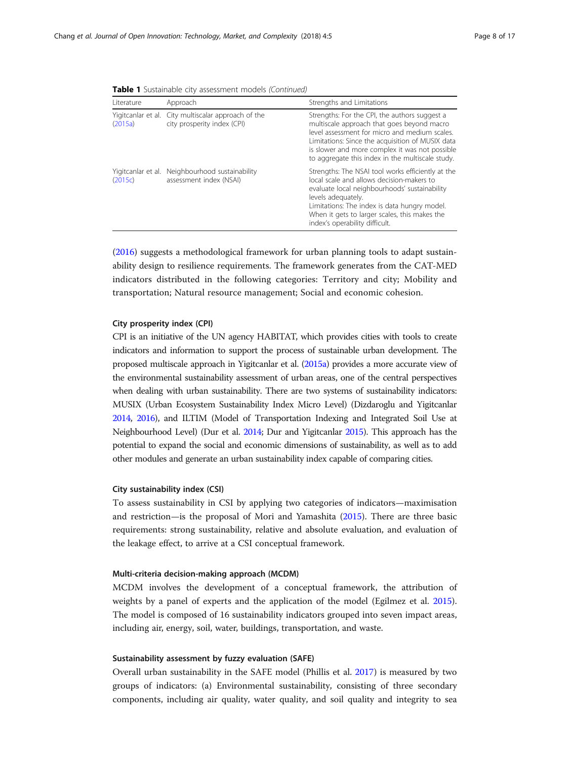**Table 1** Sustainable city assessment models *(Continued)*

| Literature | Approach | Strengths and Limitations |
|---|---|---|
| Yigitcanlar et al. (2015a) | City multiscalar approach of the city prosperity index (CPI) | Strengths: For the CPI, the authors suggest a multiscale approach that goes beyond macro level assessment for micro and medium scales. Limitations: Since the acquisition of MUSIX data is slower and more complex it was not possible to aggregate this index in the multiscale study. |
| Yigitcanlar et al. (2015c) | Neighbourhood sustainability assessment index (NSAI) | Strengths: The NSAI tool works efficiently at the local scale and allows decision-makers to evaluate local neighbourhoods' sustainability levels adequately. Limitations: The index is data hungry model. When it gets to larger scales, this makes the index's operability difficult. |

(2016) suggests a methodological framework for urban planning tools to adapt sustainability design to resilience requirements. The framework generates from the CAT-MED indicators distributed in the following categories: Territory and city; Mobility and transportation; Natural resource management; Social and economic cohesion.

#### City prosperity index (CPI)

CPI is an initiative of the UN agency HABITAT, which provides cities with tools to create indicators and information to support the process of sustainable urban development. The proposed multiscale approach in Yigitcanlar et al. (2015a) provides a more accurate view of the environmental sustainability assessment of urban areas, one of the central perspectives when dealing with urban sustainability. There are two systems of sustainability indicators: MUSIX (Urban Ecosystem Sustainability Index Micro Level) (Dizdaroglu and Yigitcanlar 2014, 2016), and ILTIM (Model of Transportation Indexing and Integrated Soil Use at Neighbourhood Level) (Dur et al. 2014; Dur and Yigitcanlar 2015). This approach has the potential to expand the social and economic dimensions of sustainability, as well as to add other modules and generate an urban sustainability index capable of comparing cities.

#### City sustainability index (CSI)

To assess sustainability in CSI by applying two categories of indicators—maximisation and restriction—is the proposal of Mori and Yamashita (2015). There are three basic requirements: strong sustainability, relative and absolute evaluation, and evaluation of the leakage effect, to arrive at a CSI conceptual framework.

#### Multi-criteria decision-making approach (MCDM)

MCDM involves the development of a conceptual framework, the attribution of weights by a panel of experts and the application of the model (Egilmez et al. 2015). The model is composed of 16 sustainability indicators grouped into seven impact areas, including air, energy, soil, water, buildings, transportation, and waste.

#### Sustainability assessment by fuzzy evaluation (SAFE)

Overall urban sustainability in the SAFE model (Phillis et al. 2017) is measured by two groups of indicators: (a) Environmental sustainability, consisting of three secondary components, including air quality, water quality, and soil quality and integrity to sea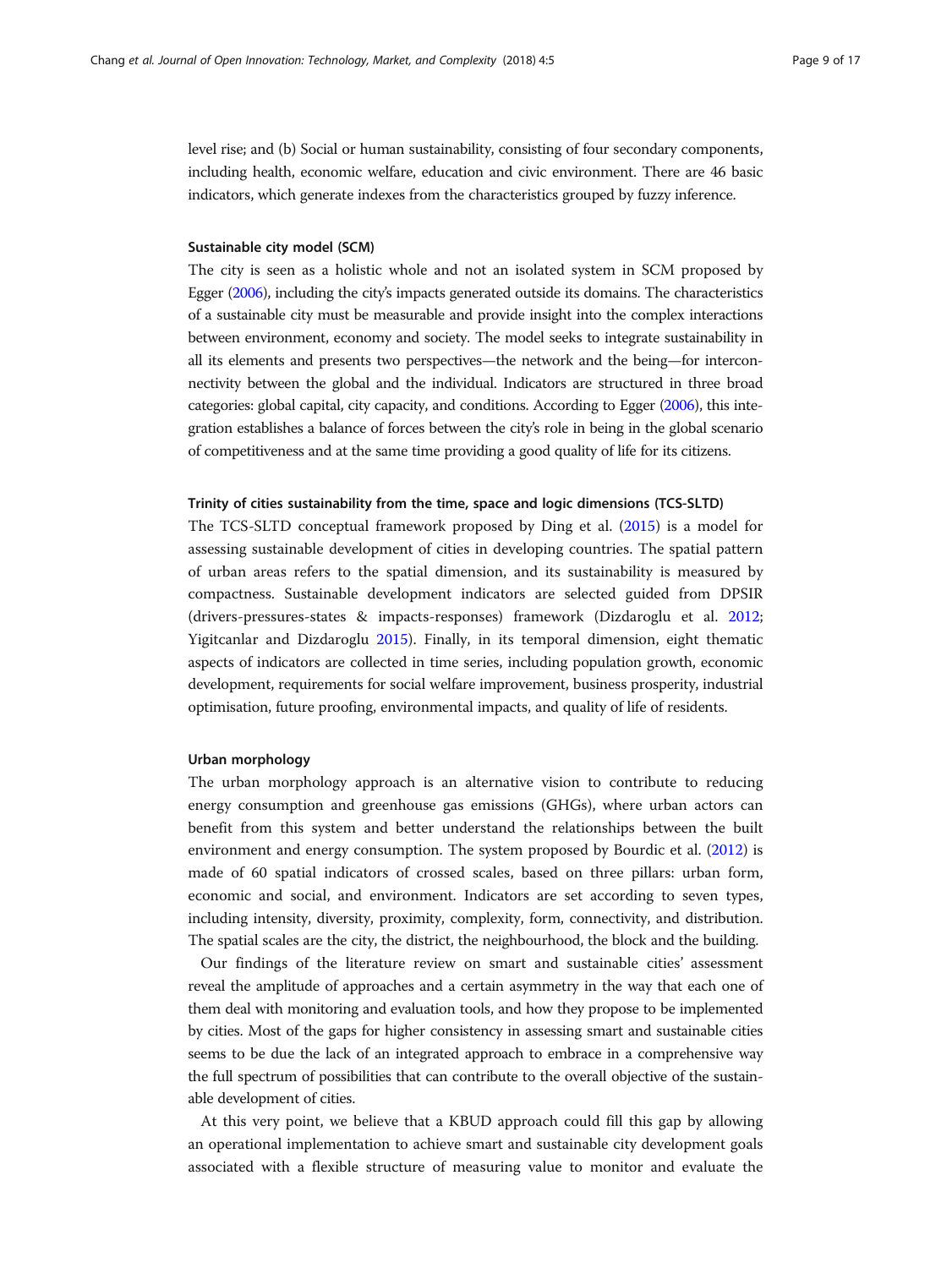level rise; and (b) Social or human sustainability, consisting of four secondary components, including health, economic welfare, education and civic environment. There are 46 basic indicators, which generate indexes from the characteristics grouped by fuzzy inference.

### Sustainable city model (SCM)

The city is seen as a holistic whole and not an isolated system in SCM proposed by Egger (2006), including the city's impacts generated outside its domains. The characteristics of a sustainable city must be measurable and provide insight into the complex interactions between environment, economy and society. The model seeks to integrate sustainability in all its elements and presents two perspectives—the network and the being—for interconnectivity between the global and the individual. Indicators are structured in three broad categories: global capital, city capacity, and conditions. According to Egger (2006), this integration establishes a balance of forces between the city's role in being in the global scenario of competitiveness and at the same time providing a good quality of life for its citizens.

### Trinity of cities sustainability from the time, space and logic dimensions (TCS-SLTD)

The TCS-SLTD conceptual framework proposed by Ding et al. (2015) is a model for assessing sustainable development of cities in developing countries. The spatial pattern of urban areas refers to the spatial dimension, and its sustainability is measured by compactness. Sustainable development indicators are selected guided from DPSIR (drivers-pressures-states & impacts-responses) framework (Dizdaroglu et al. 2012; Yigitcanlar and Dizdaroglu 2015). Finally, in its temporal dimension, eight thematic aspects of indicators are collected in time series, including population growth, economic development, requirements for social welfare improvement, business prosperity, industrial optimisation, future proofing, environmental impacts, and quality of life of residents.

### Urban morphology

The urban morphology approach is an alternative vision to contribute to reducing energy consumption and greenhouse gas emissions (GHGs), where urban actors can benefit from this system and better understand the relationships between the built environment and energy consumption. The system proposed by Bourdic et al. (2012) is made of 60 spatial indicators of crossed scales, based on three pillars: urban form, economic and social, and environment. Indicators are set according to seven types, including intensity, diversity, proximity, complexity, form, connectivity, and distribution. The spatial scales are the city, the district, the neighbourhood, the block and the building.

Our findings of the literature review on smart and sustainable cities' assessment reveal the amplitude of approaches and a certain asymmetry in the way that each one of them deal with monitoring and evaluation tools, and how they propose to be implemented by cities. Most of the gaps for higher consistency in assessing smart and sustainable cities seems to be due the lack of an integrated approach to embrace in a comprehensive way the full spectrum of possibilities that can contribute to the overall objective of the sustainable development of cities.

At this very point, we believe that a KBUD approach could fill this gap by allowing an operational implementation to achieve smart and sustainable city development goals associated with a flexible structure of measuring value to monitor and evaluate the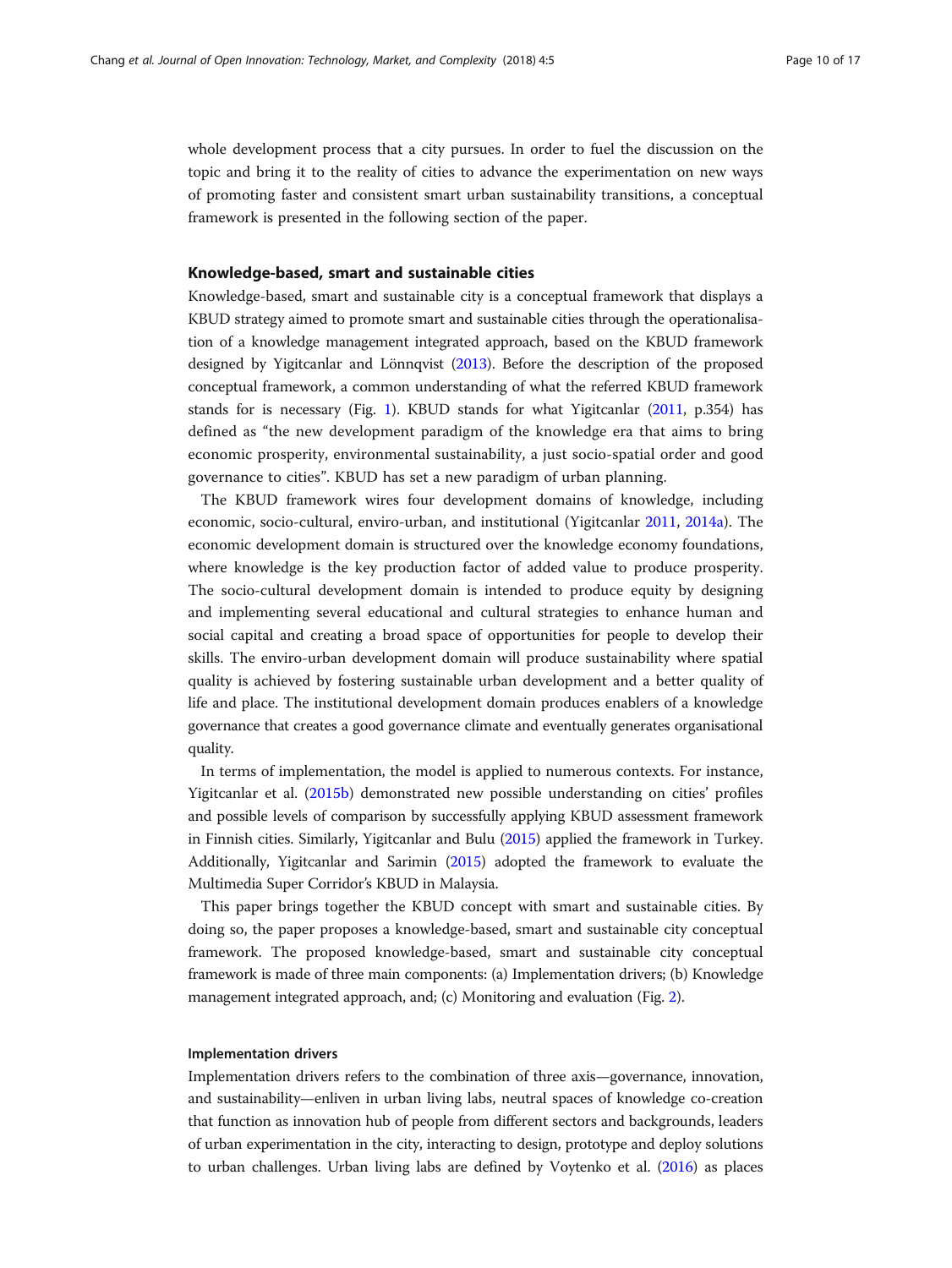whole development process that a city pursues. In order to fuel the discussion on the topic and bring it to the reality of cities to advance the experimentation on new ways of promoting faster and consistent smart urban sustainability transitions, a conceptual framework is presented in the following section of the paper.

## Knowledge-based, smart and sustainable cities

Knowledge-based, smart and sustainable city is a conceptual framework that displays a KBUD strategy aimed to promote smart and sustainable cities through the operationalisation of a knowledge management integrated approach, based on the KBUD framework designed by Yigitcanlar and Lönnqvist (2013). Before the description of the proposed conceptual framework, a common understanding of what the referred KBUD framework stands for is necessary (Fig. 1). KBUD stands for what Yigitcanlar (2011, p.354) has defined as "the new development paradigm of the knowledge era that aims to bring economic prosperity, environmental sustainability, a just socio-spatial order and good governance to cities". KBUD has set a new paradigm of urban planning.

The KBUD framework wires four development domains of knowledge, including economic, socio-cultural, enviro-urban, and institutional (Yigitcanlar 2011, 2014a). The economic development domain is structured over the knowledge economy foundations, where knowledge is the key production factor of added value to produce prosperity. The socio-cultural development domain is intended to produce equity by designing and implementing several educational and cultural strategies to enhance human and social capital and creating a broad space of opportunities for people to develop their skills. The enviro-urban development domain will produce sustainability where spatial quality is achieved by fostering sustainable urban development and a better quality of life and place. The institutional development domain produces enablers of a knowledge governance that creates a good governance climate and eventually generates organisational quality.

In terms of implementation, the model is applied to numerous contexts. For instance, Yigitcanlar et al. (2015b) demonstrated new possible understanding on cities' profiles and possible levels of comparison by successfully applying KBUD assessment framework in Finnish cities. Similarly, Yigitcanlar and Bulu (2015) applied the framework in Turkey. Additionally, Yigitcanlar and Sarimin (2015) adopted the framework to evaluate the Multimedia Super Corridor's KBUD in Malaysia.

This paper brings together the KBUD concept with smart and sustainable cities. By doing so, the paper proposes a knowledge-based, smart and sustainable city conceptual framework. The proposed knowledge-based, smart and sustainable city conceptual framework is made of three main components: (a) Implementation drivers; (b) Knowledge management integrated approach, and; (c) Monitoring and evaluation (Fig. 2).

### Implementation drivers

Implementation drivers refers to the combination of three axis—governance, innovation, and sustainability—enliven in urban living labs, neutral spaces of knowledge co-creation that function as innovation hub of people from different sectors and backgrounds, leaders of urban experimentation in the city, interacting to design, prototype and deploy solutions to urban challenges. Urban living labs are defined by Voytenko et al. (2016) as places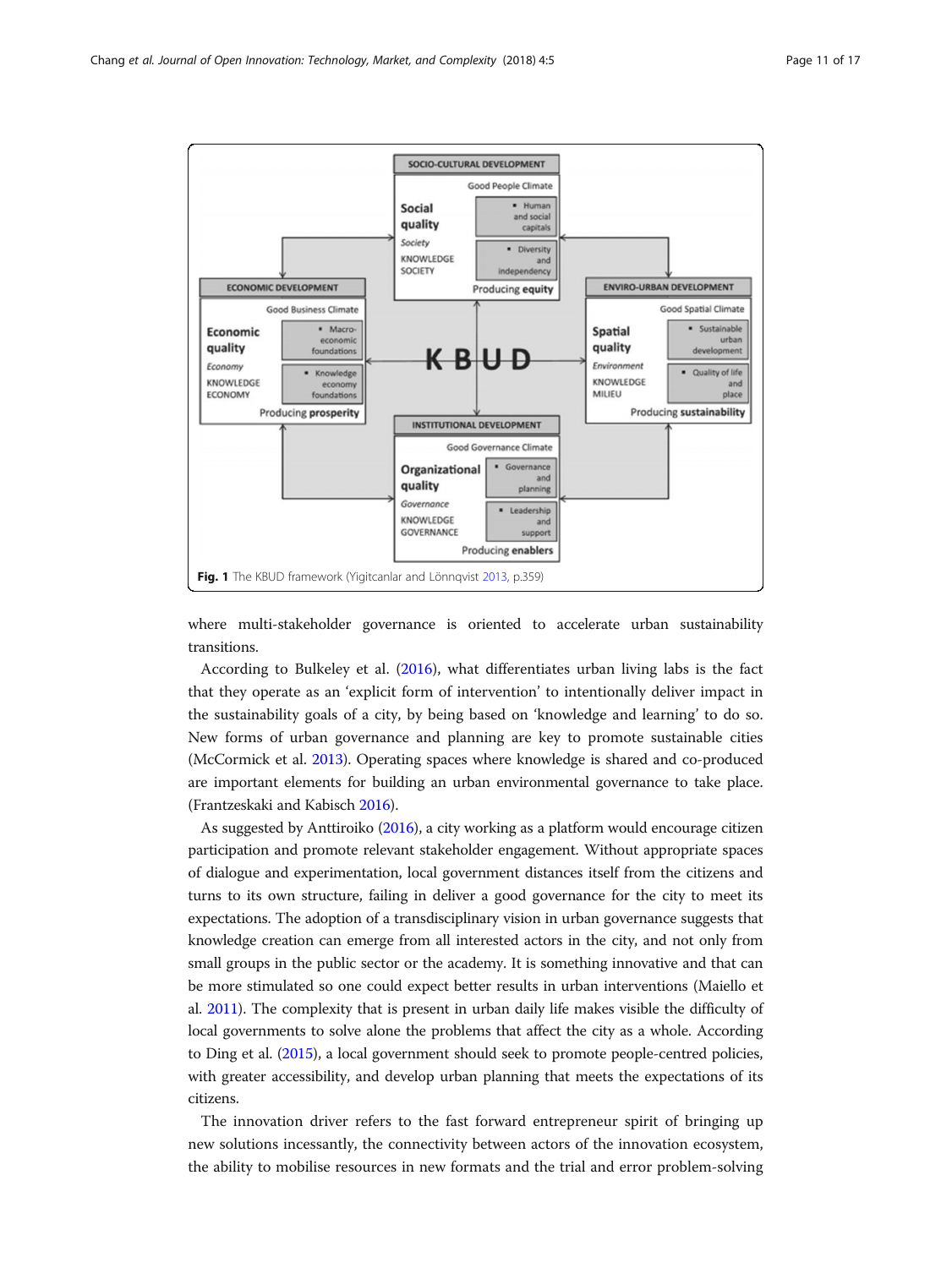Fig. 1 The KBUD framework (Yigitcanlar and Lönnqvist 2013, p.359)

where multi-stakeholder governance is oriented to accelerate urban sustainability transitions.

According to Bulkeley et al. (2016), what differentiates urban living labs is the fact that they operate as an 'explicit form of intervention' to intentionally deliver impact in the sustainability goals of a city, by being based on 'knowledge and learning' to do so. New forms of urban governance and planning are key to promote sustainable cities (McCormick et al. 2013). Operating spaces where knowledge is shared and co-produced are important elements for building an urban environmental governance to take place. (Frantzeskaki and Kabisch 2016).

As suggested by Anttiroiko (2016), a city working as a platform would encourage citizen participation and promote relevant stakeholder engagement. Without appropriate spaces of dialogue and experimentation, local government distances itself from the citizens and turns to its own structure, failing in deliver a good governance for the city to meet its expectations. The adoption of a transdisciplinary vision in urban governance suggests that knowledge creation can emerge from all interested actors in the city, and not only from small groups in the public sector or the academy. It is something innovative and that can be more stimulated so one could expect better results in urban interventions (Maiello et al. 2011). The complexity that is present in urban daily life makes visible the difficulty of local governments to solve alone the problems that affect the city as a whole. According to Ding et al. (2015), a local government should seek to promote people-centred policies, with greater accessibility, and develop urban planning that meets the expectations of its citizens.

The innovation driver refers to the fast forward entrepreneur spirit of bringing up new solutions incessantly, the connectivity between actors of the innovation ecosystem, the ability to mobilise resources in new formats and the trial and error problem-solving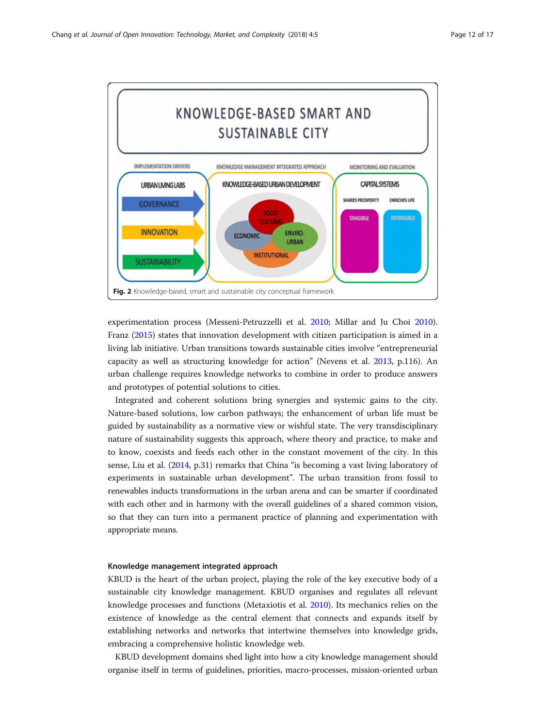Fig. 2 Knowledge-based, smart and sustainable city conceptual framework

experimentation process (Messeni-Petruzzelli et al. 2010; Millar and Ju Choi 2010). Franz (2015) states that innovation development with citizen participation is aimed in a living lab initiative. Urban transitions towards sustainable cities involve "entrepreneurial capacity as well as structuring knowledge for action" (Nevens et al. 2013, p.116). An urban challenge requires knowledge networks to combine in order to produce answers and prototypes of potential solutions to cities.

Integrated and coherent solutions bring synergies and systemic gains to the city. Nature-based solutions, low carbon pathways; the enhancement of urban life must be guided by sustainability as a normative view or wishful state. The very transdisciplinary nature of sustainability suggests this approach, where theory and practice, to make and to know, coexists and feeds each other in the constant movement of the city. In this sense, Liu et al. (2014, p.31) remarks that China "is becoming a vast living laboratory of experiments in sustainable urban development". The urban transition from fossil to renewables inducts transformations in the urban arena and can be smarter if coordinated with each other and in harmony with the overall guidelines of a shared common vision, so that they can turn into a permanent practice of planning and experimentation with appropriate means.

### Knowledge management integrated approach

KBUD is the heart of the urban project, playing the role of the key executive body of a sustainable city knowledge management. KBUD organises and regulates all relevant knowledge processes and functions (Metaxiotis et al. 2010). Its mechanics relies on the existence of knowledge as the central element that connects and expands itself by establishing networks and networks that intertwine themselves into knowledge grids, embracing a comprehensive holistic knowledge web.

KBUD development domains shed light into how a city knowledge management should organise itself in terms of guidelines, priorities, macro-processes, mission-oriented urban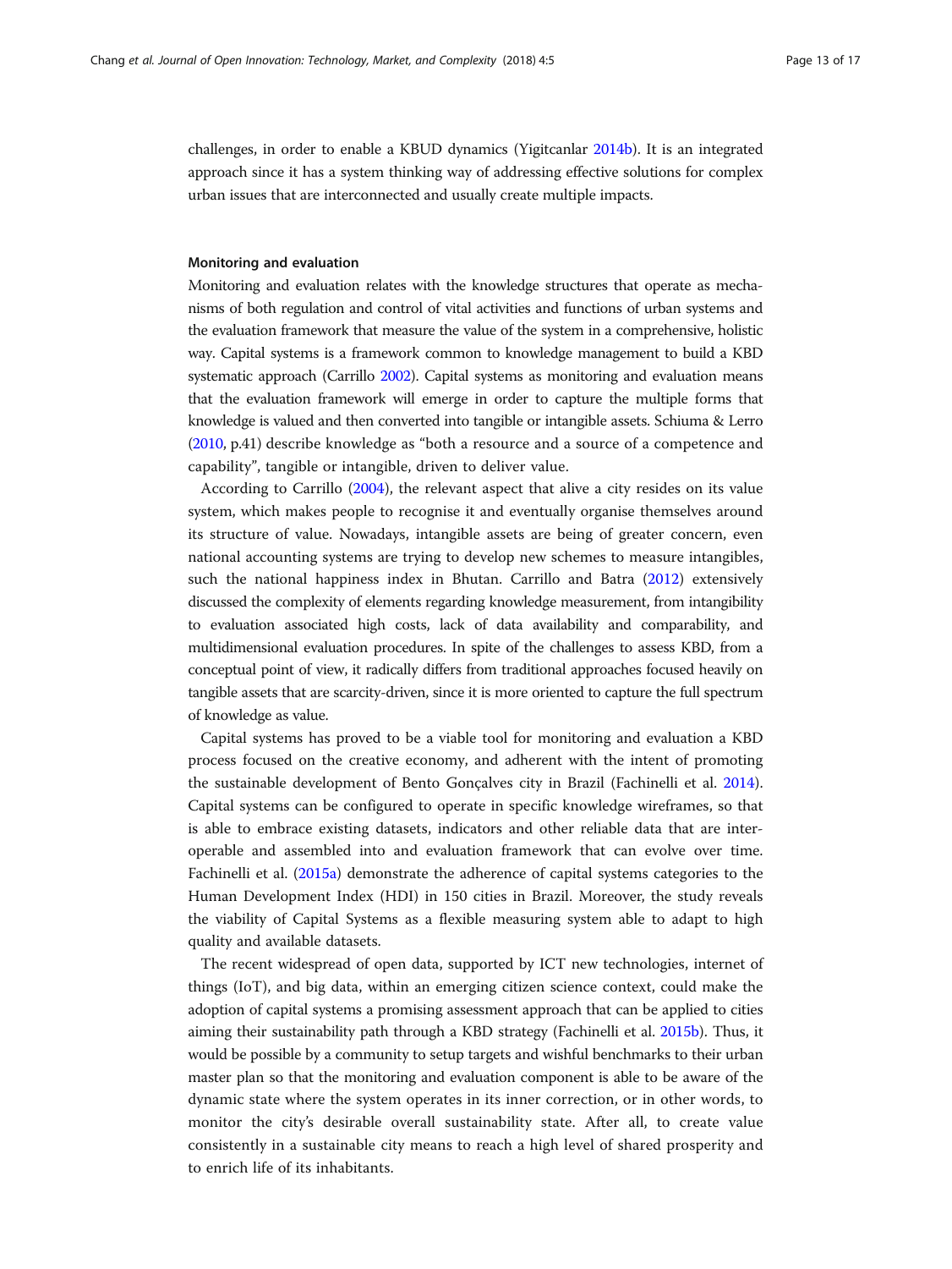challenges, in order to enable a KBUD dynamics (Yigitcanlar 2014b). It is an integrated approach since it has a system thinking way of addressing effective solutions for complex urban issues that are interconnected and usually create multiple impacts.

#### Monitoring and evaluation

Monitoring and evaluation relates with the knowledge structures that operate as mechanisms of both regulation and control of vital activities and functions of urban systems and the evaluation framework that measure the value of the system in a comprehensive, holistic way. Capital systems is a framework common to knowledge management to build a KBD systematic approach (Carrillo 2002). Capital systems as monitoring and evaluation means that the evaluation framework will emerge in order to capture the multiple forms that knowledge is valued and then converted into tangible or intangible assets. Schiuma & Lerro (2010, p.41) describe knowledge as "both a resource and a source of a competence and capability", tangible or intangible, driven to deliver value.

According to Carrillo (2004), the relevant aspect that alive a city resides on its value system, which makes people to recognise it and eventually organise themselves around its structure of value. Nowadays, intangible assets are being of greater concern, even national accounting systems are trying to develop new schemes to measure intangibles, such the national happiness index in Bhutan. Carrillo and Batra (2012) extensively discussed the complexity of elements regarding knowledge measurement, from intangibility to evaluation associated high costs, lack of data availability and comparability, and multidimensional evaluation procedures. In spite of the challenges to assess KBD, from a conceptual point of view, it radically differs from traditional approaches focused heavily on tangible assets that are scarcity-driven, since it is more oriented to capture the full spectrum of knowledge as value.

Capital systems has proved to be a viable tool for monitoring and evaluation a KBD process focused on the creative economy, and adherent with the intent of promoting the sustainable development of Bento Gonçalves city in Brazil (Fachinelli et al. 2014). Capital systems can be configured to operate in specific knowledge wireframes, so that is able to embrace existing datasets, indicators and other reliable data that are interoperable and assembled into and evaluation framework that can evolve over time. Fachinelli et al. (2015a) demonstrate the adherence of capital systems categories to the Human Development Index (HDI) in 150 cities in Brazil. Moreover, the study reveals the viability of Capital Systems as a flexible measuring system able to adapt to high quality and available datasets.

The recent widespread of open data, supported by ICT new technologies, internet of things (IoT), and big data, within an emerging citizen science context, could make the adoption of capital systems a promising assessment approach that can be applied to cities aiming their sustainability path through a KBD strategy (Fachinelli et al. 2015b). Thus, it would be possible by a community to setup targets and wishful benchmarks to their urban master plan so that the monitoring and evaluation component is able to be aware of the dynamic state where the system operates in its inner correction, or in other words, to monitor the city's desirable overall sustainability state. After all, to create value consistently in a sustainable city means to reach a high level of shared prosperity and to enrich life of its inhabitants.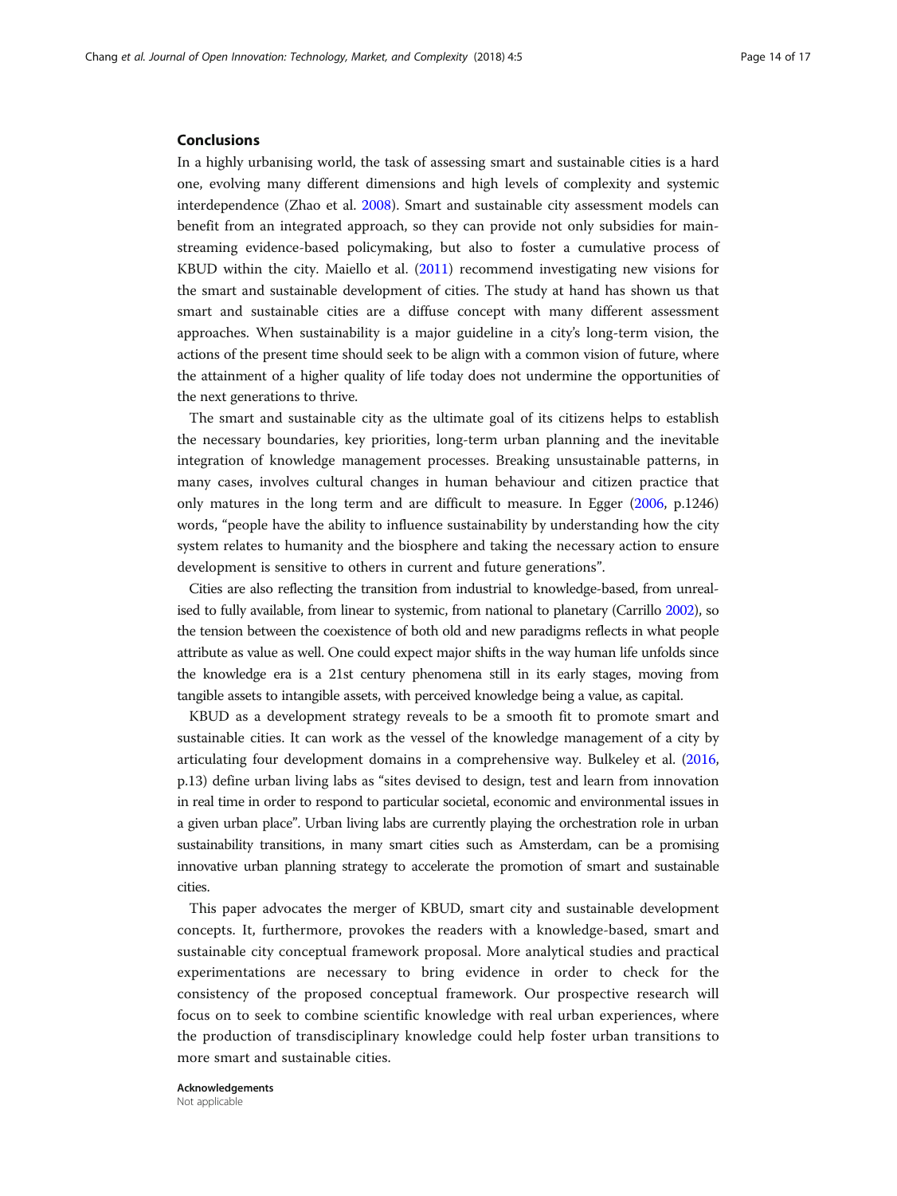## Conclusions

In a highly urbanising world, the task of assessing smart and sustainable cities is a hard one, evolving many different dimensions and high levels of complexity and systemic interdependence (Zhao et al. 2008). Smart and sustainable city assessment models can benefit from an integrated approach, so they can provide not only subsidies for mainstreaming evidence-based policymaking, but also to foster a cumulative process of KBUD within the city. Maiello et al. (2011) recommend investigating new visions for the smart and sustainable development of cities. The study at hand has shown us that smart and sustainable cities are a diffuse concept with many different assessment approaches. When sustainability is a major guideline in a city's long-term vision, the actions of the present time should seek to be align with a common vision of future, where the attainment of a higher quality of life today does not undermine the opportunities of the next generations to thrive.

The smart and sustainable city as the ultimate goal of its citizens helps to establish the necessary boundaries, key priorities, long-term urban planning and the inevitable integration of knowledge management processes. Breaking unsustainable patterns, in many cases, involves cultural changes in human behaviour and citizen practice that only matures in the long term and are difficult to measure. In Egger (2006, p.1246) words, "people have the ability to influence sustainability by understanding how the city system relates to humanity and the biosphere and taking the necessary action to ensure development is sensitive to others in current and future generations".

Cities are also reflecting the transition from industrial to knowledge-based, from unrealised to fully available, from linear to systemic, from national to planetary (Carrillo 2002), so the tension between the coexistence of both old and new paradigms reflects in what people attribute as value as well. One could expect major shifts in the way human life unfolds since the knowledge era is a 21st century phenomena still in its early stages, moving from tangible assets to intangible assets, with perceived knowledge being a value, as capital.

KBUD as a development strategy reveals to be a smooth fit to promote smart and sustainable cities. It can work as the vessel of the knowledge management of a city by articulating four development domains in a comprehensive way. Bulkeley et al. (2016, p.13) define urban living labs as "sites devised to design, test and learn from innovation in real time in order to respond to particular societal, economic and environmental issues in a given urban place". Urban living labs are currently playing the orchestration role in urban sustainability transitions, in many smart cities such as Amsterdam, can be a promising innovative urban planning strategy to accelerate the promotion of smart and sustainable cities.

This paper advocates the merger of KBUD, smart city and sustainable development concepts. It, furthermore, provokes the readers with a knowledge-based, smart and sustainable city conceptual framework proposal. More analytical studies and practical experimentations are necessary to bring evidence in order to check for the consistency of the proposed conceptual framework. Our prospective research will focus on to seek to combine scientific knowledge with real urban experiences, where the production of transdisciplinary knowledge could help foster urban transitions to more smart and sustainable cities.

**Acknowledgements**
Not applicable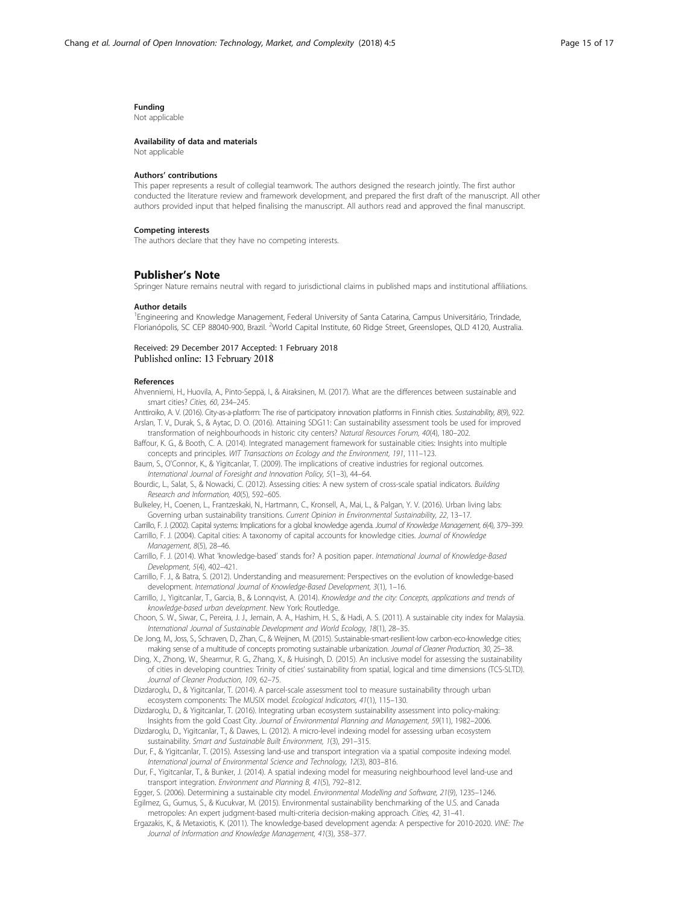#### Funding
Not applicable

#### Availability of data and materials
Not applicable

#### Authors' contributions
This paper represents a result of collegial teamwork. The authors designed the research jointly. The first author conducted the literature review and framework development, and prepared the first draft of the manuscript. All other authors provided input that helped finalising the manuscript. All authors read and approved the final manuscript.

#### Competing interests
The authors declare that they have no competing interests.

## Publisher's Note
Springer Nature remains neutral with regard to jurisdictional claims in published maps and institutional affiliations.

#### Author details
[1]Engineering and Knowledge Management, Federal University of Santa Catarina, Campus Universitário, Trindade, Florianópolis, SC CEP 88040-900, Brazil. [2]World Capital Institute, 60 Ridge Street, Greenslopes, QLD 4120, Australia.

Received: 29 December 2017 Accepted: 1 February 2018
Published online: 13 February 2018

#### References
Ahvenniemi, H., Huovila, A., Pinto-Seppä, I., & Airaksinen, M. (2017). What are the differences between sustainable and smart cities? *Cities, 60*, 234–245.

Anttiroiko, A. V. (2016). City-as-a-platform: The rise of participatory innovation platforms in Finnish cities. *Sustainability, 8*(9), 922.

Arslan, T. V., Durak, S., & Aytac, D. O. (2016). Attaining SDG11: Can sustainability assessment tools be used for improved transformation of neighbourhoods in historic city centers? *Natural Resources Forum, 40*(4), 180–202.

Baffour, K. G., & Booth, C. A. (2014). Integrated management framework for sustainable cities: Insights into multiple concepts and principles. *WIT Transactions on Ecology and the Environment, 191*, 111–123.

Baum, S., O'Connor, K., & Yigitcanlar, T. (2009). The implications of creative industries for regional outcomes. *International Journal of Foresight and Innovation Policy, 5*(1–3), 44–64.

Bourdic, L., Salat, S., & Nowacki, C. (2012). Assessing cities: A new system of cross-scale spatial indicators. *Building Research and Information, 40*(5), 592–605.

Bulkeley, H., Coenen, L., Frantzeskaki, N., Hartmann, C., Kronsell, A., Mai, L., & Palgan, Y. V. (2016). Urban living labs: Governing urban sustainability transitions. *Current Opinion in Environmental Sustainability, 22*, 13–17.

Carrillo, F. J. (2002). Capital systems: Implications for a global knowledge agenda. *Journal of Knowledge Management, 6*(4), 379–399.

Carrillo, F. J. (2004). Capital cities: A taxonomy of capital accounts for knowledge cities. *Journal of Knowledge Management, 8*(5), 28–46.

Carrillo, F. J. (2014). What 'knowledge-based' stands for? A position paper. *International Journal of Knowledge-Based Development, 5*(4), 402–421.

Carrillo, F. J., & Batra, S. (2012). Understanding and measurement: Perspectives on the evolution of knowledge-based development. *International Journal of Knowledge-Based Development, 3*(1), 1–16.

Carrillo, J., Yigitcanlar, T., Garcia, B., & Lonnqvist, A. (2014). *Knowledge and the city: Concepts, applications and trends of knowledge-based urban development*. New York: Routledge.

Choon, S. W., Siwar, C., Pereira, J. J., Jemain, A. A., Hashim, H. S., & Hadi, A. S. (2011). A sustainable city index for Malaysia. *International Journal of Sustainable Development and World Ecology, 18*(1), 28–35.

De Jong, M., Joss, S., Schraven, D., Zhan, C., & Weijnen, M. (2015). Sustainable-smart-resilient-low carbon-eco-knowledge cities; making sense of a multitude of concepts promoting sustainable urbanization. *Journal of Cleaner Production, 30*, 25–38.

Ding, X., Zhong, W., Shearmur, R. G., Zhang, X., & Huisingh, D. (2015). An inclusive model for assessing the sustainability of cities in developing countries: Trinity of cities' sustainability from spatial, logical and time dimensions (TCS-SLTD). *Journal of Cleaner Production, 109*, 62–75.

Dizdaroglu, D., & Yigitcanlar, T. (2014). A parcel-scale assessment tool to measure sustainability through urban ecosystem components: The MUSIX model. *Ecological Indicators, 41*(1), 115–130.

Dizdaroglu, D., & Yigitcanlar, T. (2016). Integrating urban ecosystem sustainability assessment into policy-making: Insights from the gold Coast City. *Journal of Environmental Planning and Management, 59*(11), 1982–2006.

Dizdaroglu, D., Yigitcanlar, T., & Dawes, L. (2012). A micro-level indexing model for assessing urban ecosystem sustainability. *Smart and Sustainable Built Environment, 1*(3), 291–315.

Dur, F., & Yigitcanlar, T. (2015). Assessing land-use and transport integration via a spatial composite indexing model. *International journal of Environmental Science and Technology, 12*(3), 803–816.

Dur, F., Yigitcanlar, T., & Bunker, J. (2014). A spatial indexing model for measuring neighbourhood level land-use and transport integration. *Environment and Planning B, 41*(5), 792–812.

Egger, S. (2006). Determining a sustainable city model. *Environmental Modelling and Software, 21*(9), 1235–1246.

Egilmez, G., Gumus, S., & Kucukvar, M. (2015). Environmental sustainability benchmarking of the U.S. and Canada metropoles: An expert judgment-based multi-criteria decision-making approach. *Cities, 42*, 31–41.

Ergazakis, K., & Metaxiotis, K. (2011). The knowledge-based development agenda: A perspective for 2010-2020. *VINE: The Journal of Information and Knowledge Management, 41*(3), 358–377.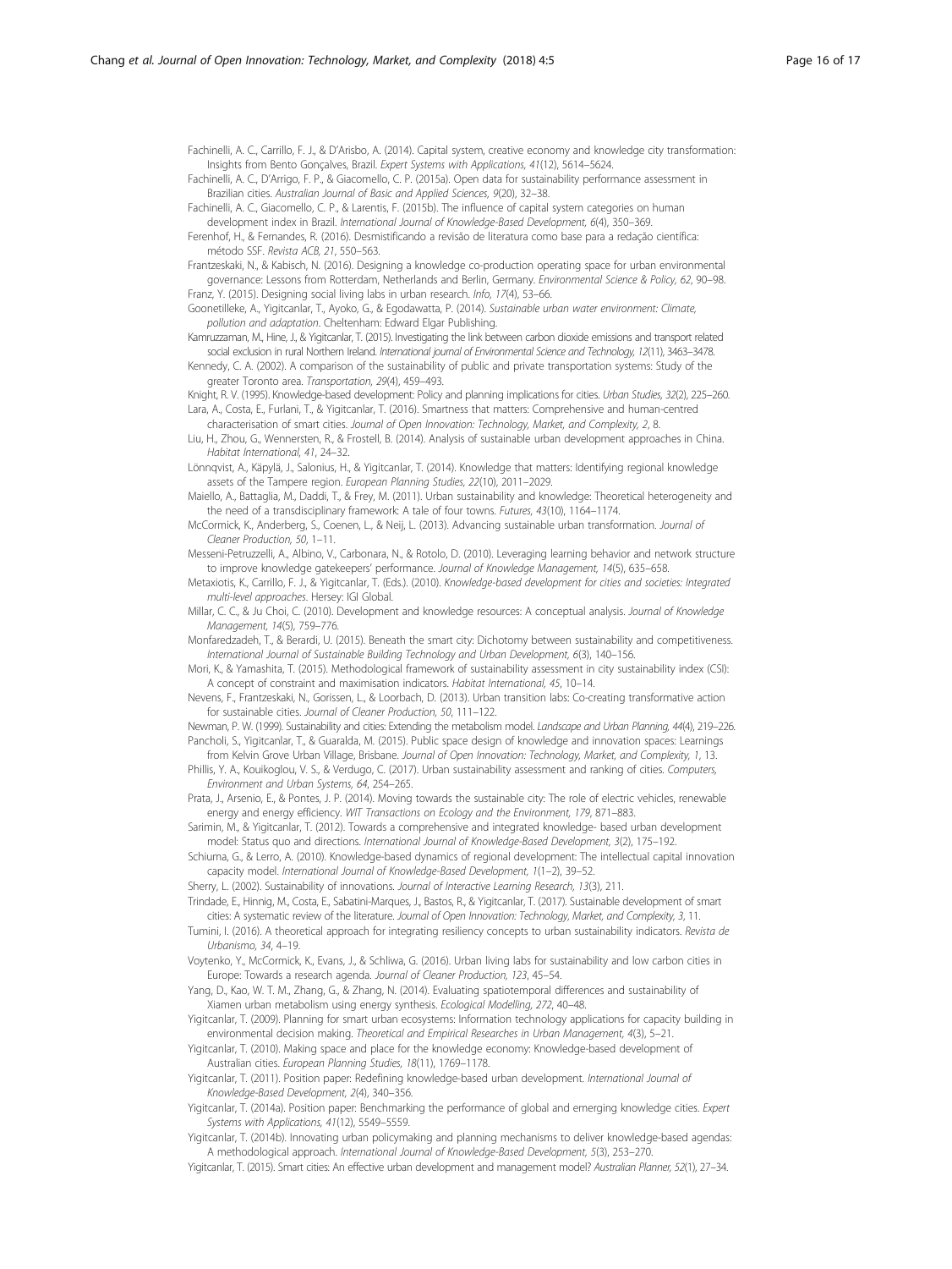Fachinelli, A. C., Carrillo, F. J., & D'Arisbo, A. (2014). Capital system, creative economy and knowledge city transformation: Insights from Bento Gonçalves, Brazil. *Expert Systems with Applications, 41*(12), 5614–5624.

Fachinelli, A. C., D'Arrigo, F. P., & Giacomello, C. P. (2015a). Open data for sustainability performance assessment in Brazilian cities. *Australian Journal of Basic and Applied Sciences, 9*(20), 32–38.

Fachinelli, A. C., Giacomello, C. P., & Larentis, F. (2015b). The influence of capital system categories on human development index in Brazil. *International Journal of Knowledge-Based Development, 6*(4), 350–369.

Ferenhof, H., & Fernandes, R. (2016). Desmistificando a revisão de literatura como base para a redação científica: método SSF. *Revista ACB, 21*, 550–563.

Frantzeskaki, N., & Kabisch, N. (2016). Designing a knowledge co-production operating space for urban environmental governance: Lessons from Rotterdam, Netherlands and Berlin, Germany. *Environmental Science & Policy, 62*, 90–98.

Franz, Y. (2015). Designing social living labs in urban research. *Info, 17*(4), 53–66.

Goonetilleke, A., Yigitcanlar, T., Ayoko, G., & Egodawatta, P. (2014). *Sustainable urban water environment: Climate, pollution and adaptation*. Cheltenham: Edward Elgar Publishing.

Kamruzzaman, M., Hine, J., & Yigitcanlar, T. (2015). Investigating the link between carbon dioxide emissions and transport related social exclusion in rural Northern Ireland. *International journal of Environmental Science and Technology, 12*(11), 3463–3478.

Kennedy, C. A. (2002). A comparison of the sustainability of public and private transportation systems: Study of the greater Toronto area. *Transportation, 29*(4), 459–493.

Knight, R. V. (1995). Knowledge-based development: Policy and planning implications for cities. *Urban Studies, 32*(2), 225–260.

Lara, A., Costa, E., Furlani, T., & Yigitcanlar, T. (2016). Smartness that matters: Comprehensive and human-centred characterisation of smart cities. *Journal of Open Innovation: Technology, Market, and Complexity, 2*, 8.

Liu, H., Zhou, G., Wennersten, R., & Frostell, B. (2014). Analysis of sustainable urban development approaches in China. *Habitat International, 41*, 24–32.

Lönnqvist, A., Käpylä, J., Salonius, H., & Yigitcanlar, T. (2014). Knowledge that matters: Identifying regional knowledge assets of the Tampere region. *European Planning Studies, 22*(10), 2011–2029.

Maiello, A., Battaglia, M., Daddi, T., & Frey, M. (2011). Urban sustainability and knowledge: Theoretical heterogeneity and the need of a transdisciplinary framework: A tale of four towns. *Futures, 43*(10), 1164–1174.

McCormick, K., Anderberg, S., Coenen, L., & Neij, L. (2013). Advancing sustainable urban transformation. *Journal of Cleaner Production, 50*, 1–11.

Messeni-Petruzzelli, A., Albino, V., Carbonara, N., & Rotolo, D. (2010). Leveraging learning behavior and network structure to improve knowledge gatekeepers' performance. *Journal of Knowledge Management, 14*(5), 635–658.

Metaxiotis, K., Carrillo, F. J., & Yigitcanlar, T. (Eds.). (2010). *Knowledge-based development for cities and societies: Integrated multi-level approaches*. Hersey: IGI Global.

Millar, C. C., & Ju Choi, C. (2010). Development and knowledge resources: A conceptual analysis. *Journal of Knowledge Management, 14*(5), 759–776.

Monfaredzadeh, T., & Berardi, U. (2015). Beneath the smart city: Dichotomy between sustainability and competitiveness. *International Journal of Sustainable Building Technology and Urban Development, 6*(3), 140–156.

Mori, K., & Yamashita, T. (2015). Methodological framework of sustainability assessment in city sustainability index (CSI): A concept of constraint and maximisation indicators. *Habitat International, 45*, 10–14.

Nevens, F., Frantzeskaki, N., Gorissen, L., & Loorbach, D. (2013). Urban transition labs: Co-creating transformative action for sustainable cities. *Journal of Cleaner Production, 50*, 111–122.

Newman, P. W. (1999). Sustainability and cities: Extending the metabolism model. *Landscape and Urban Planning, 44*(4), 219–226.

Pancholi, S., Yigitcanlar, T., & Guaralda, M. (2015). Public space design of knowledge and innovation spaces: Learnings from Kelvin Grove Urban Village, Brisbane. *Journal of Open Innovation: Technology, Market, and Complexity, 1*, 13.

Phillis, Y. A., Kouikoglou, V. S., & Verdugo, C. (2017). Urban sustainability assessment and ranking of cities. *Computers, Environment and Urban Systems, 64*, 254–265.

Prata, J., Arsenio, E., & Pontes, J. P. (2014). Moving towards the sustainable city: The role of electric vehicles, renewable energy and energy efficiency. *WIT Transactions on Ecology and the Environment, 179*, 871–883.

Sarimin, M., & Yigitcanlar, T. (2012). Towards a comprehensive and integrated knowledge- based urban development model: Status quo and directions. *International Journal of Knowledge-Based Development, 3*(2), 175–192.

Schiuma, G., & Lerro, A. (2010). Knowledge-based dynamics of regional development: The intellectual capital innovation capacity model. *International Journal of Knowledge-Based Development, 1*(1–2), 39–52.

Sherry, L. (2002). Sustainability of innovations. *Journal of Interactive Learning Research, 13*(3), 211.

Trindade, E., Hinnig, M., Costa, E., Sabatini-Marques, J., Bastos, R., & Yigitcanlar, T. (2017). Sustainable development of smart cities: A systematic review of the literature. *Journal of Open Innovation: Technology, Market, and Complexity, 3*, 11.

Turnini, I. (2016). A theoretical approach for integrating resiliency concepts to urban sustainability indicators. *Revista de Urbanismo, 34*, 4–19.

Voytenko, Y., McCormick, K., Evans, J., & Schliwa, G. (2016). Urban living labs for sustainability and low carbon cities in Europe: Towards a research agenda. *Journal of Cleaner Production, 123*, 45–54.

Yang, D., Kao, W. T. M., Zhang, G., & Zhang, N. (2014). Evaluating spatiotemporal differences and sustainability of Xiamen urban metabolism using energy synthesis. *Ecological Modelling, 272*, 40–48.

Yigitcanlar, T. (2009). Planning for smart urban ecosystems: Information technology applications for capacity building in environmental decision making. *Theoretical and Empirical Researches in Urban Management, 4*(3), 5–21.

Yigitcanlar, T. (2010). Making space and place for the knowledge economy: Knowledge-based development of Australian cities. *European Planning Studies, 18*(11), 1769–1178.

Yigitcanlar, T. (2011). Position paper: Redefining knowledge-based urban development. *International Journal of Knowledge-Based Development, 2*(4), 340–356.

Yigitcanlar, T. (2014a). Position paper: Benchmarking the performance of global and emerging knowledge cities. *Expert Systems with Applications, 41*(12), 5549–5559.

Yigitcanlar, T. (2014b). Innovating urban policymaking and planning mechanisms to deliver knowledge-based agendas: A methodological approach. *International Journal of Knowledge-Based Development, 5*(3), 253–270.

Yigitcanlar, T. (2015). Smart cities: An effective urban development and management model? *Australian Planner, 52*(1), 27–34.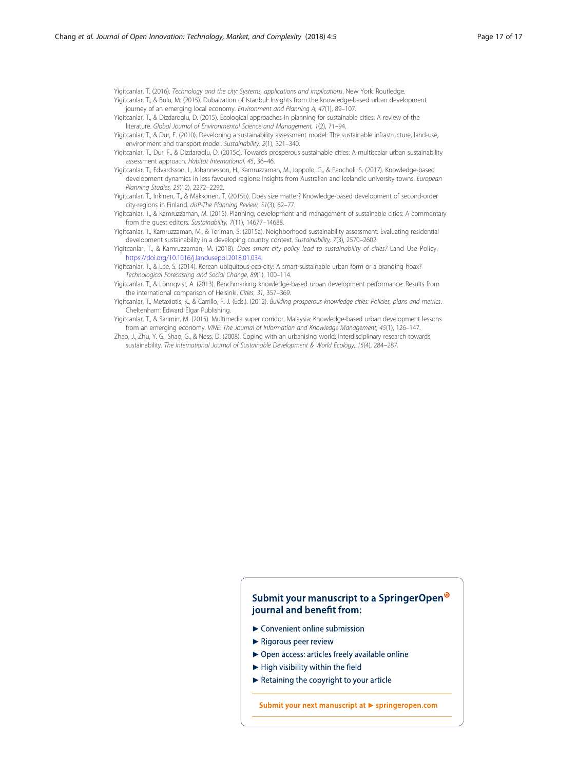Yigitcanlar, T. (2016). *Technology and the city: Systems, applications and implications*. New York: Routledge.

Yigitcanlar, T., & Bulu, M. (2015). Dubaization of Istanbul: Insights from the knowledge-based urban development journey of an emerging local economy. *Environment and Planning A, 47*(1), 89–107.

Yigitcanlar, T., & Dizdaroglu, D. (2015). Ecological approaches in planning for sustainable cities: A review of the literature. *Global Journal of Environmental Science and Management, 1*(2), 71–94.

Yigitcanlar, T., & Dur, F. (2010). Developing a sustainability assessment model: The sustainable infrastructure, land-use, environment and transport model. *Sustainability, 2*(1), 321–340.

Yigitcanlar, T., Dur, F., & Dizdaroglu, D. (2015c). Towards prosperous sustainable cities: A multiscalar urban sustainability assessment approach. *Habitat International, 45*, 36–46.

Yigitcanlar, T., Edvardsson, I., Johannesson, H., Kamruzzaman, M., Ioppolo, G., & Pancholi, S. (2017). Knowledge-based development dynamics in less favoured regions: Insights from Australian and Icelandic university towns. *European Planning Studies, 25*(12), 2272–2292.

Yigitcanlar, T., Inkinen, T., & Makkonen, T. (2015b). Does size matter? Knowledge-based development of second-order city-regions in Finland. *disP-The Planning Review, 51*(3), 62–77.

Yigitcanlar, T., & Kamruzzaman, M. (2015). Planning, development and management of sustainable cities: A commentary from the guest editors. *Sustainability, 7*(11), 14677–14688.

Yigitcanlar, T., Kamruzzaman, M., & Teriman, S. (2015a). Neighborhood sustainability assessment: Evaluating residential development sustainability in a developing country context. *Sustainability, 7*(3), 2570–2602.

Yigitcanlar, T., & Kamruzzaman, M. (2018). *Does smart city policy lead to sustainability of cities?* Land Use Policy, https://doi.org/10.1016/j.landusepol.2018.01.034.

Yigitcanlar, T., & Lee, S. (2014). Korean ubiquitous-eco-city: A smart-sustainable urban form or a branding hoax? *Technological Forecasting and Social Change, 89*(1), 100–114.

Yigitcanlar, T., & Lönnqvist, A. (2013). Benchmarking knowledge-based urban development performance: Results from the international comparison of Helsinki. *Cities, 31*, 357–369.

Yigitcanlar, T., Metaxiotis, K., & Carrillo, F. J. (Eds.). (2012). *Building prosperous knowledge cities: Policies, plans and metrics*. Cheltenham: Edward Elgar Publishing.

Yigitcanlar, T., & Sarimin, M. (2015). Multimedia super corridor, Malaysia: Knowledge-based urban development lessons from an emerging economy. *VINE: The Journal of Information and Knowledge Management, 45*(1), 126–147.

Zhao, J., Zhu, Y. G., Shao, G., & Ness, D. (2008). Coping with an urbanising world: Interdisciplinary research towards sustainability. *The International Journal of Sustainable Development & World Ecology, 15*(4), 284–287.

**Submit your manuscript to a SpringerOpen journal and benefit from:**

- ► Convenient online submission
- ► Rigorous peer review
- ► Open access: articles freely available online
- ► High visibility within the field
- ► Retaining the copyright to your article

**Submit your next manuscript at ► springeropen.com**